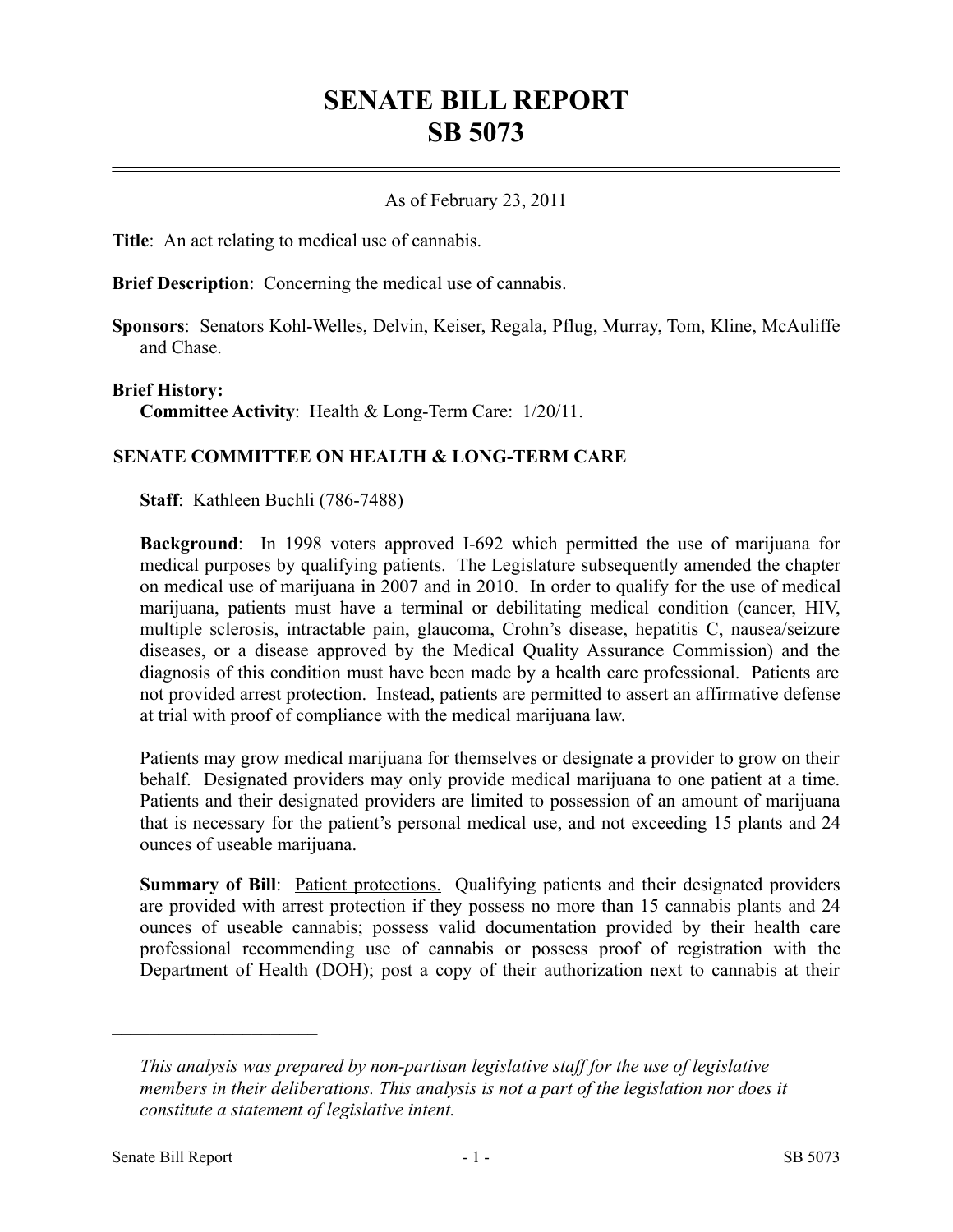# SENATE BILL REPORT
# SB 5073

As of February 23, 2011

**Title**: An act relating to medical use of cannabis.

**Brief Description**: Concerning the medical use of cannabis.

**Sponsors**: Senators Kohl-Welles, Delvin, Keiser, Regala, Pflug, Murray, Tom, Kline, McAuliffe and Chase.

**Brief History:**

**Committee Activity**: Health & Long-Term Care: 1/20/11.

## SENATE COMMITTEE ON HEALTH & LONG-TERM CARE

**Staff**: Kathleen Buchli (786-7488)

**Background**: In 1998 voters approved I-692 which permitted the use of marijuana for medical purposes by qualifying patients. The Legislature subsequently amended the chapter on medical use of marijuana in 2007 and in 2010. In order to qualify for the use of medical marijuana, patients must have a terminal or debilitating medical condition (cancer, HIV, multiple sclerosis, intractable pain, glaucoma, Crohn's disease, hepatitis C, nausea/seizure diseases, or a disease approved by the Medical Quality Assurance Commission) and the diagnosis of this condition must have been made by a health care professional. Patients are not provided arrest protection. Instead, patients are permitted to assert an affirmative defense at trial with proof of compliance with the medical marijuana law.

Patients may grow medical marijuana for themselves or designate a provider to grow on their behalf. Designated providers may only provide medical marijuana to one patient at a time. Patients and their designated providers are limited to possession of an amount of marijuana that is necessary for the patient's personal medical use, and not exceeding 15 plants and 24 ounces of useable marijuana.

**Summary of Bill**: Patient protections. Qualifying patients and their designated providers are provided with arrest protection if they possess no more than 15 cannabis plants and 24 ounces of useable cannabis; possess valid documentation provided by their health care professional recommending use of cannabis or possess proof of registration with the Department of Health (DOH); post a copy of their authorization next to cannabis at their

---

*This analysis was prepared by non-partisan legislative staff for the use of legislative members in their deliberations. This analysis is not a part of the legislation nor does it constitute a statement of legislative intent.*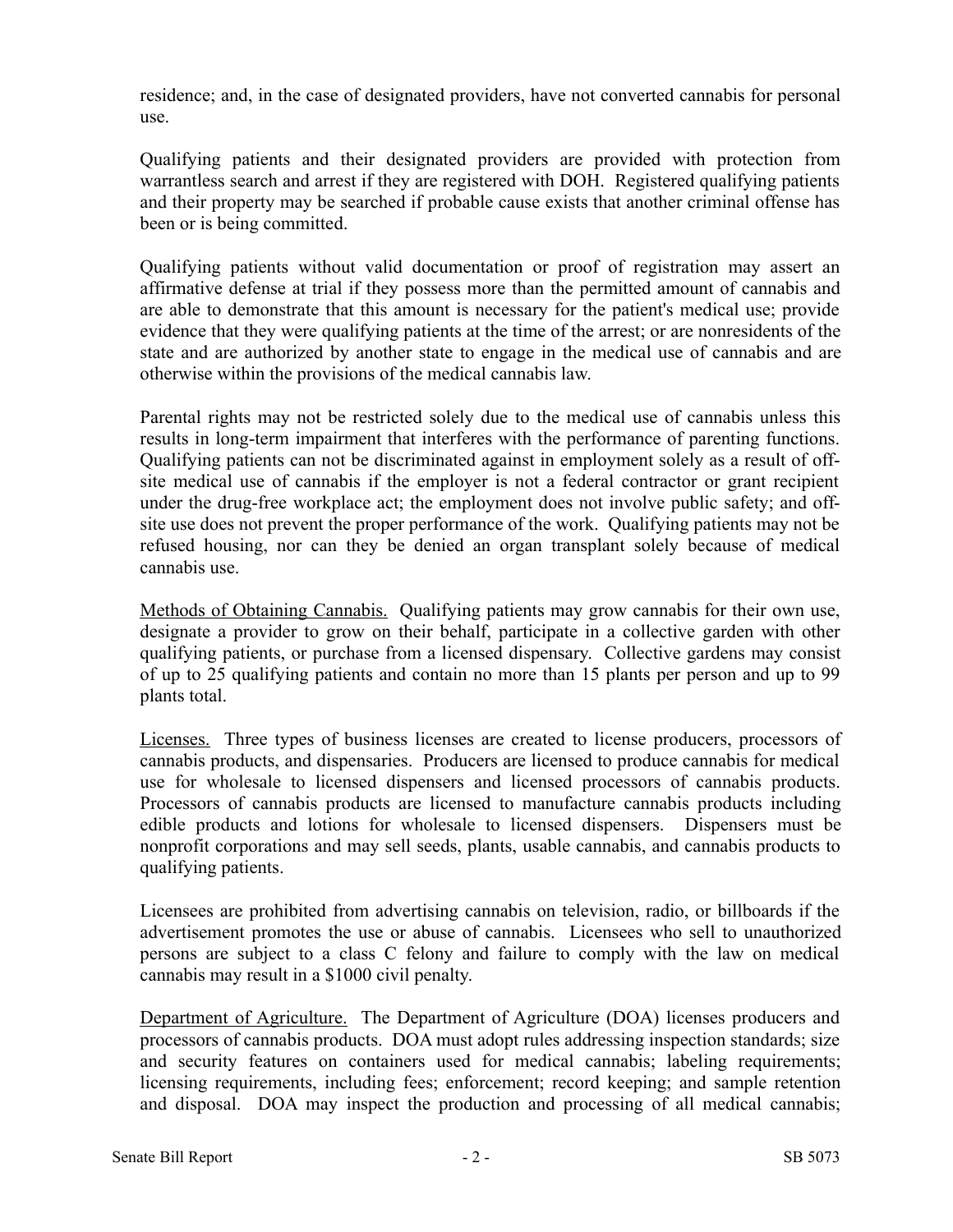residence; and, in the case of designated providers, have not converted cannabis for personal use.

Qualifying patients and their designated providers are provided with protection from warrantless search and arrest if they are registered with DOH. Registered qualifying patients and their property may be searched if probable cause exists that another criminal offense has been or is being committed.

Qualifying patients without valid documentation or proof of registration may assert an affirmative defense at trial if they possess more than the permitted amount of cannabis and are able to demonstrate that this amount is necessary for the patient's medical use; provide evidence that they were qualifying patients at the time of the arrest; or are nonresidents of the state and are authorized by another state to engage in the medical use of cannabis and are otherwise within the provisions of the medical cannabis law.

Parental rights may not be restricted solely due to the medical use of cannabis unless this results in long-term impairment that interferes with the performance of parenting functions. Qualifying patients can not be discriminated against in employment solely as a result of off-site medical use of cannabis if the employer is not a federal contractor or grant recipient under the drug-free workplace act; the employment does not involve public safety; and off-site use does not prevent the proper performance of the work. Qualifying patients may not be refused housing, nor can they be denied an organ transplant solely because of medical cannabis use.

Methods of Obtaining Cannabis. Qualifying patients may grow cannabis for their own use, designate a provider to grow on their behalf, participate in a collective garden with other qualifying patients, or purchase from a licensed dispensary. Collective gardens may consist of up to 25 qualifying patients and contain no more than 15 plants per person and up to 99 plants total.

Licenses. Three types of business licenses are created to license producers, processors of cannabis products, and dispensaries. Producers are licensed to produce cannabis for medical use for wholesale to licensed dispensers and licensed processors of cannabis products. Processors of cannabis products are licensed to manufacture cannabis products including edible products and lotions for wholesale to licensed dispensers. Dispensers must be nonprofit corporations and may sell seeds, plants, usable cannabis, and cannabis products to qualifying patients.

Licensees are prohibited from advertising cannabis on television, radio, or billboards if the advertisement promotes the use or abuse of cannabis. Licensees who sell to unauthorized persons are subject to a class C felony and failure to comply with the law on medical cannabis may result in a $1000 civil penalty.

Department of Agriculture. The Department of Agriculture (DOA) licenses producers and processors of cannabis products. DOA must adopt rules addressing inspection standards; size and security features on containers used for medical cannabis; labeling requirements; licensing requirements, including fees; enforcement; record keeping; and sample retention and disposal. DOA may inspect the production and processing of all medical cannabis;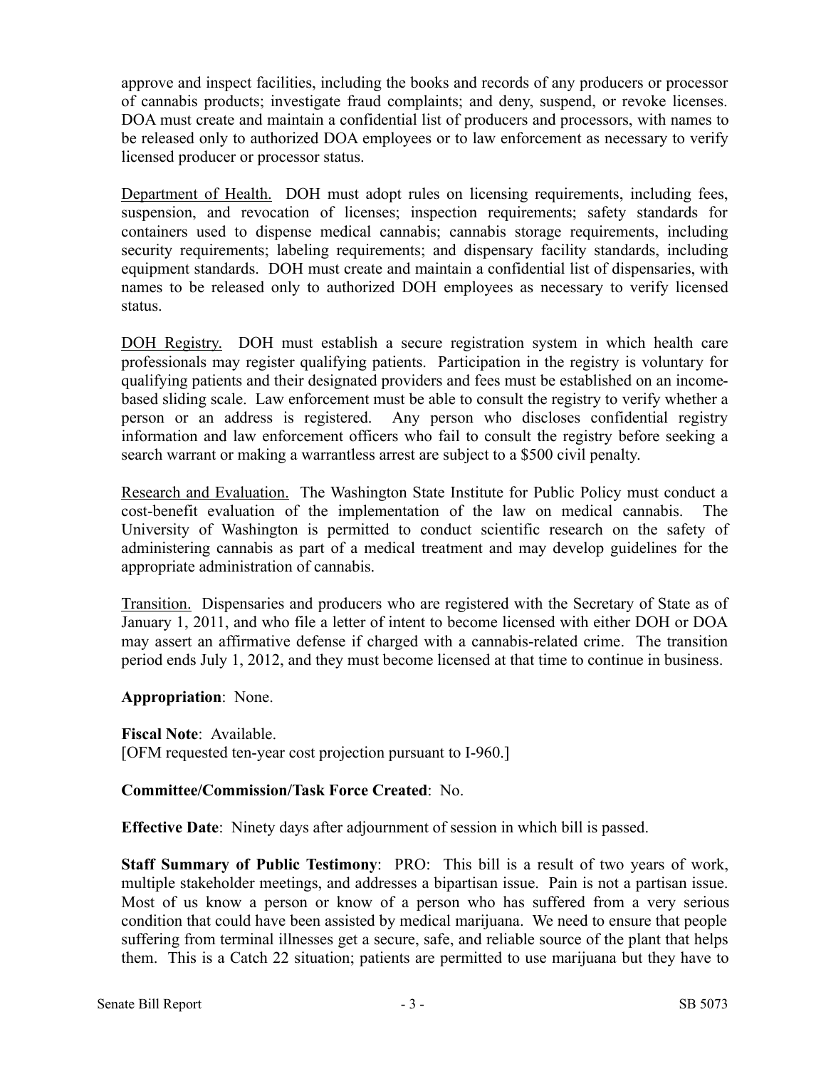approve and inspect facilities, including the books and records of any producers or processor of cannabis products; investigate fraud complaints; and deny, suspend, or revoke licenses. DOA must create and maintain a confidential list of producers and processors, with names to be released only to authorized DOA employees or to law enforcement as necessary to verify licensed producer or processor status.

Department of Health. DOH must adopt rules on licensing requirements, including fees, suspension, and revocation of licenses; inspection requirements; safety standards for containers used to dispense medical cannabis; cannabis storage requirements, including security requirements; labeling requirements; and dispensary facility standards, including equipment standards. DOH must create and maintain a confidential list of dispensaries, with names to be released only to authorized DOH employees as necessary to verify licensed status.

DOH Registry. DOH must establish a secure registration system in which health care professionals may register qualifying patients. Participation in the registry is voluntary for qualifying patients and their designated providers and fees must be established on an income-based sliding scale. Law enforcement must be able to consult the registry to verify whether a person or an address is registered. Any person who discloses confidential registry information and law enforcement officers who fail to consult the registry before seeking a search warrant or making a warrantless arrest are subject to a $500 civil penalty.

Research and Evaluation. The Washington State Institute for Public Policy must conduct a cost-benefit evaluation of the implementation of the law on medical cannabis. The University of Washington is permitted to conduct scientific research on the safety of administering cannabis as part of a medical treatment and may develop guidelines for the appropriate administration of cannabis.

Transition. Dispensaries and producers who are registered with the Secretary of State as of January 1, 2011, and who file a letter of intent to become licensed with either DOH or DOA may assert an affirmative defense if charged with a cannabis-related crime. The transition period ends July 1, 2012, and they must become licensed at that time to continue in business.

**Appropriation**: None.

**Fiscal Note**: Available.
[OFM requested ten-year cost projection pursuant to I-960.]

**Committee/Commission/Task Force Created**: No.

**Effective Date**: Ninety days after adjournment of session in which bill is passed.

**Staff Summary of Public Testimony**: PRO: This bill is a result of two years of work, multiple stakeholder meetings, and addresses a bipartisan issue. Pain is not a partisan issue. Most of us know a person or know of a person who has suffered from a very serious condition that could have been assisted by medical marijuana. We need to ensure that people suffering from terminal illnesses get a secure, safe, and reliable source of the plant that helps them. This is a Catch 22 situation; patients are permitted to use marijuana but they have to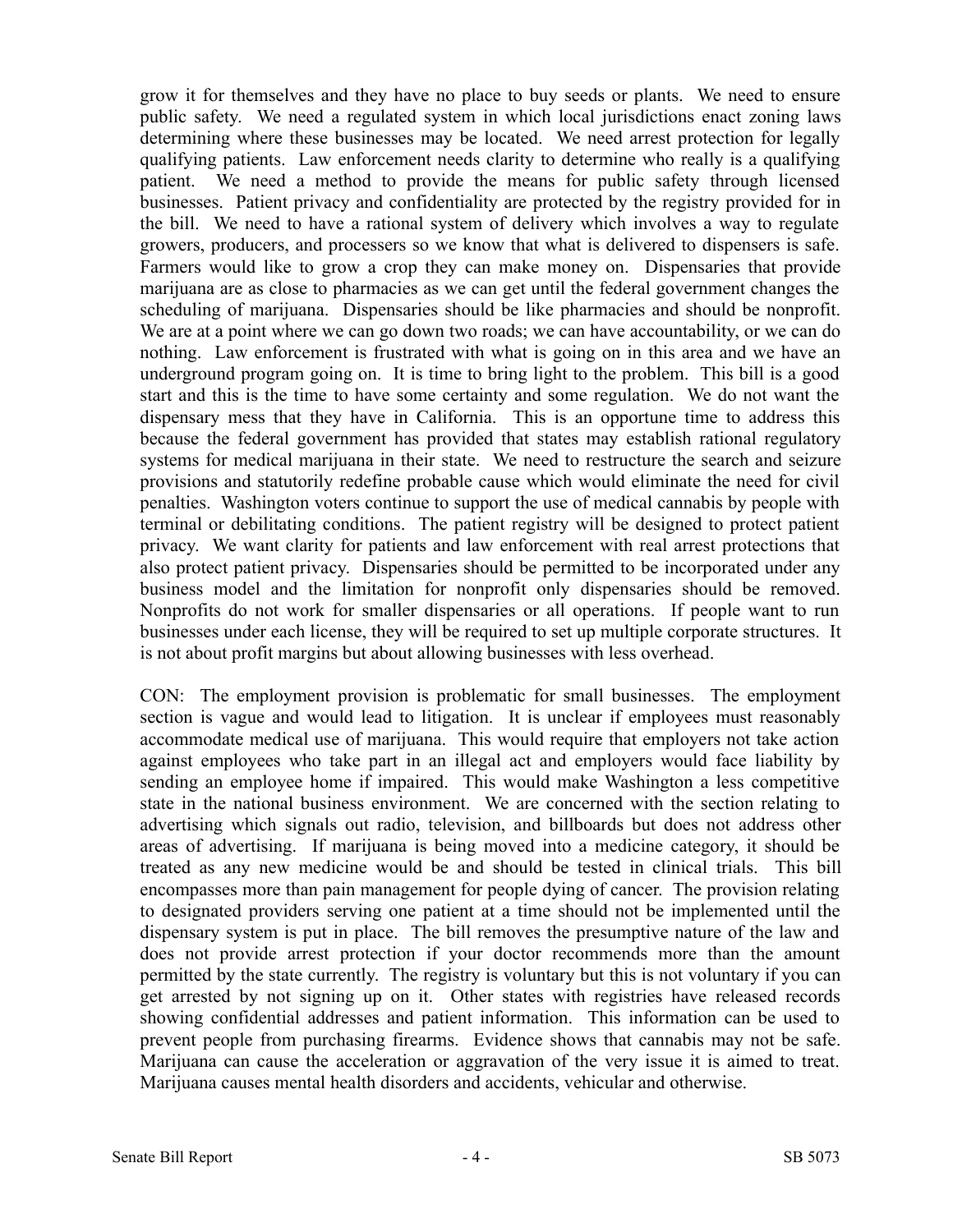grow it for themselves and they have no place to buy seeds or plants. We need to ensure public safety. We need a regulated system in which local jurisdictions enact zoning laws determining where these businesses may be located. We need arrest protection for legally qualifying patients. Law enforcement needs clarity to determine who really is a qualifying patient. We need a method to provide the means for public safety through licensed businesses. Patient privacy and confidentiality are protected by the registry provided for in the bill. We need to have a rational system of delivery which involves a way to regulate growers, producers, and processers so we know that what is delivered to dispensers is safe. Farmers would like to grow a crop they can make money on. Dispensaries that provide marijuana are as close to pharmacies as we can get until the federal government changes the scheduling of marijuana. Dispensaries should be like pharmacies and should be nonprofit. We are at a point where we can go down two roads; we can have accountability, or we can do nothing. Law enforcement is frustrated with what is going on in this area and we have an underground program going on. It is time to bring light to the problem. This bill is a good start and this is the time to have some certainty and some regulation. We do not want the dispensary mess that they have in California. This is an opportune time to address this because the federal government has provided that states may establish rational regulatory systems for medical marijuana in their state. We need to restructure the search and seizure provisions and statutorily redefine probable cause which would eliminate the need for civil penalties. Washington voters continue to support the use of medical cannabis by people with terminal or debilitating conditions. The patient registry will be designed to protect patient privacy. We want clarity for patients and law enforcement with real arrest protections that also protect patient privacy. Dispensaries should be permitted to be incorporated under any business model and the limitation for nonprofit only dispensaries should be removed. Nonprofits do not work for smaller dispensaries or all operations. If people want to run businesses under each license, they will be required to set up multiple corporate structures. It is not about profit margins but about allowing businesses with less overhead.

CON: The employment provision is problematic for small businesses. The employment section is vague and would lead to litigation. It is unclear if employees must reasonably accommodate medical use of marijuana. This would require that employers not take action against employees who take part in an illegal act and employers would face liability by sending an employee home if impaired. This would make Washington a less competitive state in the national business environment. We are concerned with the section relating to advertising which signals out radio, television, and billboards but does not address other areas of advertising. If marijuana is being moved into a medicine category, it should be treated as any new medicine would be and should be tested in clinical trials. This bill encompasses more than pain management for people dying of cancer. The provision relating to designated providers serving one patient at a time should not be implemented until the dispensary system is put in place. The bill removes the presumptive nature of the law and does not provide arrest protection if your doctor recommends more than the amount permitted by the state currently. The registry is voluntary but this is not voluntary if you can get arrested by not signing up on it. Other states with registries have released records showing confidential addresses and patient information. This information can be used to prevent people from purchasing firearms. Evidence shows that cannabis may not be safe. Marijuana can cause the acceleration or aggravation of the very issue it is aimed to treat. Marijuana causes mental health disorders and accidents, vehicular and otherwise.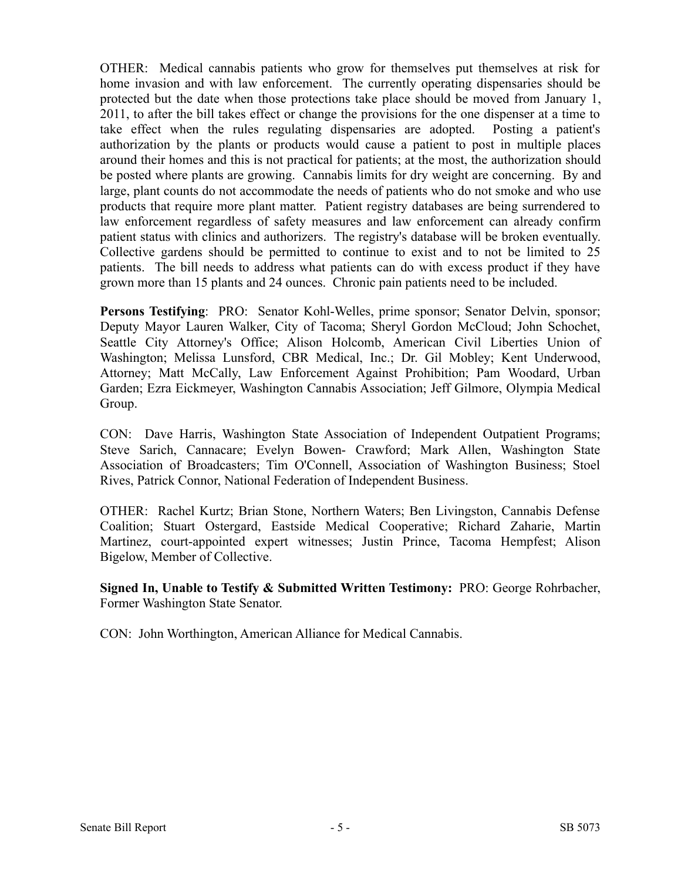OTHER: Medical cannabis patients who grow for themselves put themselves at risk for home invasion and with law enforcement. The currently operating dispensaries should be protected but the date when those protections take place should be moved from January 1, 2011, to after the bill takes effect or change the provisions for the one dispenser at a time to take effect when the rules regulating dispensaries are adopted. Posting a patient's authorization by the plants or products would cause a patient to post in multiple places around their homes and this is not practical for patients; at the most, the authorization should be posted where plants are growing. Cannabis limits for dry weight are concerning. By and large, plant counts do not accommodate the needs of patients who do not smoke and who use products that require more plant matter. Patient registry databases are being surrendered to law enforcement regardless of safety measures and law enforcement can already confirm patient status with clinics and authorizers. The registry's database will be broken eventually. Collective gardens should be permitted to continue to exist and to not be limited to 25 patients. The bill needs to address what patients can do with excess product if they have grown more than 15 plants and 24 ounces. Chronic pain patients need to be included.

**Persons Testifying**: PRO: Senator Kohl-Welles, prime sponsor; Senator Delvin, sponsor; Deputy Mayor Lauren Walker, City of Tacoma; Sheryl Gordon McCloud; John Schochet, Seattle City Attorney's Office; Alison Holcomb, American Civil Liberties Union of Washington; Melissa Lunsford, CBR Medical, Inc.; Dr. Gil Mobley; Kent Underwood, Attorney; Matt McCally, Law Enforcement Against Prohibition; Pam Woodard, Urban Garden; Ezra Eickmeyer, Washington Cannabis Association; Jeff Gilmore, Olympia Medical Group.

CON: Dave Harris, Washington State Association of Independent Outpatient Programs; Steve Sarich, Cannacare; Evelyn Bowen- Crawford; Mark Allen, Washington State Association of Broadcasters; Tim O'Connell, Association of Washington Business; Stoel Rives, Patrick Connor, National Federation of Independent Business.

OTHER: Rachel Kurtz; Brian Stone, Northern Waters; Ben Livingston, Cannabis Defense Coalition; Stuart Ostergard, Eastside Medical Cooperative; Richard Zaharie, Martin Martinez, court-appointed expert witnesses; Justin Prince, Tacoma Hempfest; Alison Bigelow, Member of Collective.

**Signed In, Unable to Testify & Submitted Written Testimony:** PRO: George Rohrbacher, Former Washington State Senator.

CON: John Worthington, American Alliance for Medical Cannabis.